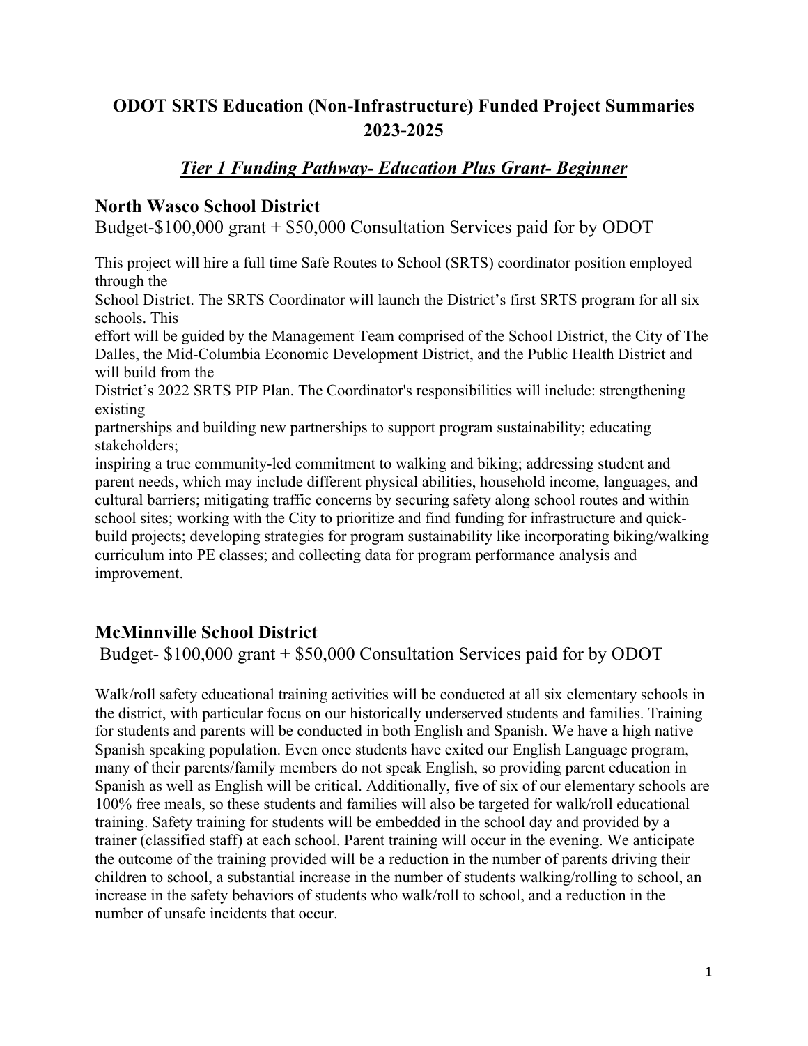# ODOT SRTS Education (Non-Infrastructure) Funded Project Summaries 2023-2025

## *Tier 1 Funding Pathway- Education Plus Grant- Beginner*

### North Wasco School District

Budget-$100,000 grant + $50,000 Consultation Services paid for by ODOT

This project will hire a full time Safe Routes to School (SRTS) coordinator position employed through the School District. The SRTS Coordinator will launch the District's first SRTS program for all six schools. This effort will be guided by the Management Team comprised of the School District, the City of The Dalles, the Mid-Columbia Economic Development District, and the Public Health District and will build from the District's 2022 SRTS PIP Plan. The Coordinator's responsibilities will include: strengthening existing partnerships and building new partnerships to support program sustainability; educating stakeholders; inspiring a true community-led commitment to walking and biking; addressing student and parent needs, which may include different physical abilities, household income, languages, and cultural barriers; mitigating traffic concerns by securing safety along school routes and within school sites; working with the City to prioritize and find funding for infrastructure and quick-build projects; developing strategies for program sustainability like incorporating biking/walking curriculum into PE classes; and collecting data for program performance analysis and improvement.

### McMinnville School District

Budget- $100,000 grant + $50,000 Consultation Services paid for by ODOT

Walk/roll safety educational training activities will be conducted at all six elementary schools in the district, with particular focus on our historically underserved students and families. Training for students and parents will be conducted in both English and Spanish. We have a high native Spanish speaking population. Even once students have exited our English Language program, many of their parents/family members do not speak English, so providing parent education in Spanish as well as English will be critical. Additionally, five of six of our elementary schools are 100% free meals, so these students and families will also be targeted for walk/roll educational training. Safety training for students will be embedded in the school day and provided by a trainer (classified staff) at each school. Parent training will occur in the evening. We anticipate the outcome of the training provided will be a reduction in the number of parents driving their children to school, a substantial increase in the number of students walking/rolling to school, an increase in the safety behaviors of students who walk/roll to school, and a reduction in the number of unsafe incidents that occur.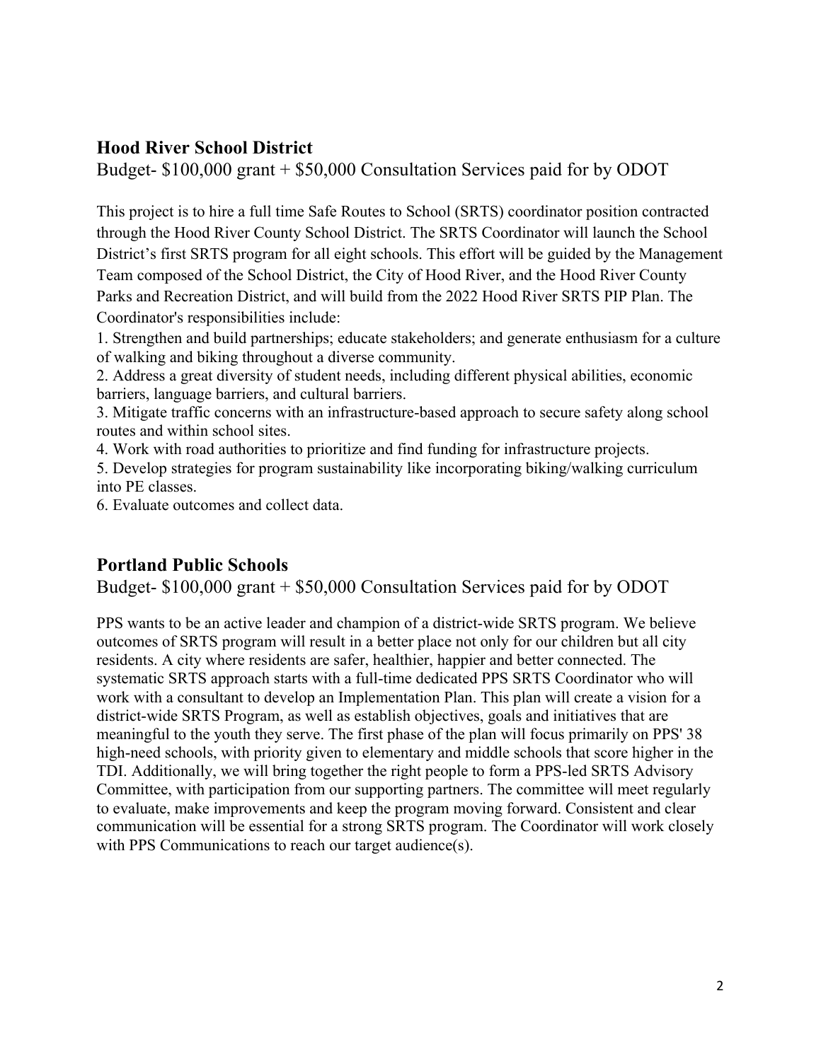## Hood River School District

Budget- $100,000 grant + $50,000 Consultation Services paid for by ODOT

This project is to hire a full time Safe Routes to School (SRTS) coordinator position contracted through the Hood River County School District. The SRTS Coordinator will launch the School District's first SRTS program for all eight schools. This effort will be guided by the Management Team composed of the School District, the City of Hood River, and the Hood River County Parks and Recreation District, and will build from the 2022 Hood River SRTS PIP Plan. The Coordinator's responsibilities include:

1. Strengthen and build partnerships; educate stakeholders; and generate enthusiasm for a culture of walking and biking throughout a diverse community.
2. Address a great diversity of student needs, including different physical abilities, economic barriers, language barriers, and cultural barriers.
3. Mitigate traffic concerns with an infrastructure-based approach to secure safety along school routes and within school sites.
4. Work with road authorities to prioritize and find funding for infrastructure projects.
5. Develop strategies for program sustainability like incorporating biking/walking curriculum into PE classes.
6. Evaluate outcomes and collect data.

## Portland Public Schools

Budget- $100,000 grant + $50,000 Consultation Services paid for by ODOT

PPS wants to be an active leader and champion of a district-wide SRTS program. We believe outcomes of SRTS program will result in a better place not only for our children but all city residents. A city where residents are safer, healthier, happier and better connected. The systematic SRTS approach starts with a full-time dedicated PPS SRTS Coordinator who will work with a consultant to develop an Implementation Plan. This plan will create a vision for a district-wide SRTS Program, as well as establish objectives, goals and initiatives that are meaningful to the youth they serve. The first phase of the plan will focus primarily on PPS' 38 high-need schools, with priority given to elementary and middle schools that score higher in the TDI. Additionally, we will bring together the right people to form a PPS-led SRTS Advisory Committee, with participation from our supporting partners. The committee will meet regularly to evaluate, make improvements and keep the program moving forward. Consistent and clear communication will be essential for a strong SRTS program. The Coordinator will work closely with PPS Communications to reach our target audience(s).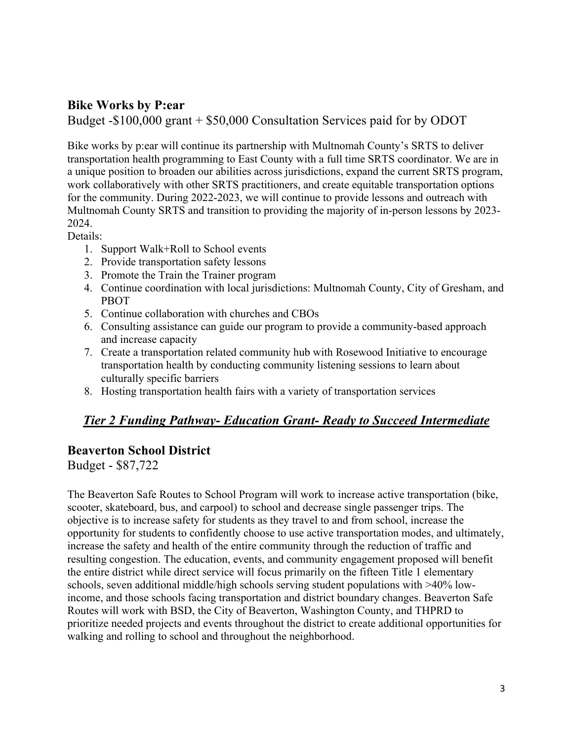## Bike Works by P:ear

Budget -$100,000 grant + $50,000 Consultation Services paid for by ODOT

Bike works by p:ear will continue its partnership with Multnomah County's SRTS to deliver transportation health programming to East County with a full time SRTS coordinator. We are in a unique position to broaden our abilities across jurisdictions, expand the current SRTS program, work collaboratively with other SRTS practitioners, and create equitable transportation options for the community. During 2022-2023, we will continue to provide lessons and outreach with Multnomah County SRTS and transition to providing the majority of in-person lessons by 2023-2024.

Details:

1. Support Walk+Roll to School events
2. Provide transportation safety lessons
3. Promote the Train the Trainer program
4. Continue coordination with local jurisdictions: Multnomah County, City of Gresham, and PBOT
5. Continue collaboration with churches and CBOs
6. Consulting assistance can guide our program to provide a community-based approach and increase capacity
7. Create a transportation related community hub with Rosewood Initiative to encourage transportation health by conducting community listening sessions to learn about culturally specific barriers
8. Hosting transportation health fairs with a variety of transportation services

# ***Tier 2 Funding Pathway- Education Grant- Ready to Succeed Intermediate***

## Beaverton School District

Budget - $87,722

The Beaverton Safe Routes to School Program will work to increase active transportation (bike, scooter, skateboard, bus, and carpool) to school and decrease single passenger trips. The objective is to increase safety for students as they travel to and from school, increase the opportunity for students to confidently choose to use active transportation modes, and ultimately, increase the safety and health of the entire community through the reduction of traffic and resulting congestion. The education, events, and community engagement proposed will benefit the entire district while direct service will focus primarily on the fifteen Title 1 elementary schools, seven additional middle/high schools serving student populations with >40% low-income, and those schools facing transportation and district boundary changes. Beaverton Safe Routes will work with BSD, the City of Beaverton, Washington County, and THPRD to prioritize needed projects and events throughout the district to create additional opportunities for walking and rolling to school and throughout the neighborhood.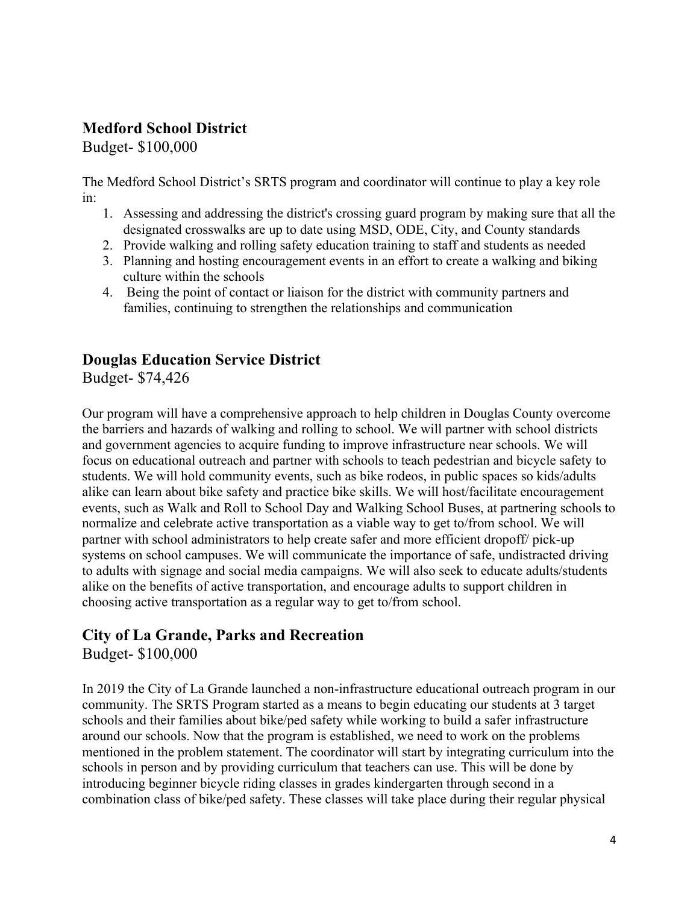## Medford School District

Budget- $100,000

The Medford School District's SRTS program and coordinator will continue to play a key role in:

1. Assessing and addressing the district's crossing guard program by making sure that all the designated crosswalks are up to date using MSD, ODE, City, and County standards
2. Provide walking and rolling safety education training to staff and students as needed
3. Planning and hosting encouragement events in an effort to create a walking and biking culture within the schools
4. Being the point of contact or liaison for the district with community partners and families, continuing to strengthen the relationships and communication

## Douglas Education Service District

Budget- $74,426

Our program will have a comprehensive approach to help children in Douglas County overcome the barriers and hazards of walking and rolling to school. We will partner with school districts and government agencies to acquire funding to improve infrastructure near schools. We will focus on educational outreach and partner with schools to teach pedestrian and bicycle safety to students. We will hold community events, such as bike rodeos, in public spaces so kids/adults alike can learn about bike safety and practice bike skills. We will host/facilitate encouragement events, such as Walk and Roll to School Day and Walking School Buses, at partnering schools to normalize and celebrate active transportation as a viable way to get to/from school. We will partner with school administrators to help create safer and more efficient dropoff/ pick-up systems on school campuses. We will communicate the importance of safe, undistracted driving to adults with signage and social media campaigns. We will also seek to educate adults/students alike on the benefits of active transportation, and encourage adults to support children in choosing active transportation as a regular way to get to/from school.

## City of La Grande, Parks and Recreation

Budget- $100,000

In 2019 the City of La Grande launched a non-infrastructure educational outreach program in our community. The SRTS Program started as a means to begin educating our students at 3 target schools and their families about bike/ped safety while working to build a safer infrastructure around our schools. Now that the program is established, we need to work on the problems mentioned in the problem statement. The coordinator will start by integrating curriculum into the schools in person and by providing curriculum that teachers can use. This will be done by introducing beginner bicycle riding classes in grades kindergarten through second in a combination class of bike/ped safety. These classes will take place during their regular physical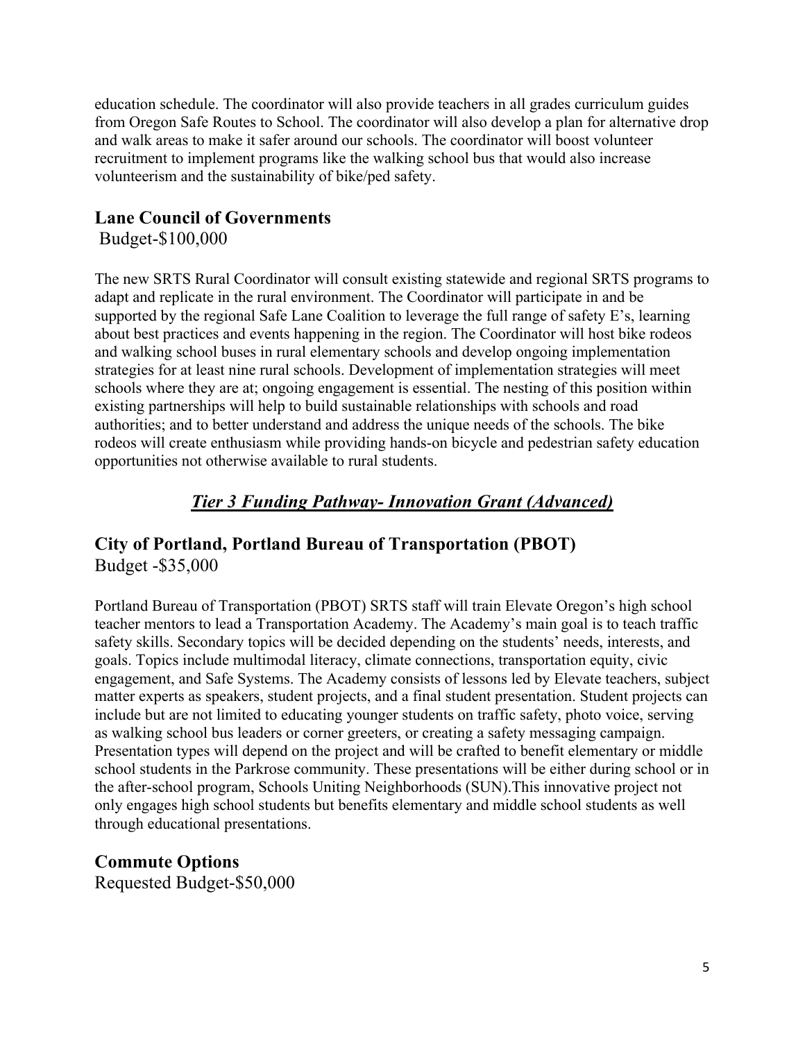education schedule. The coordinator will also provide teachers in all grades curriculum guides from Oregon Safe Routes to School. The coordinator will also develop a plan for alternative drop and walk areas to make it safer around our schools. The coordinator will boost volunteer recruitment to implement programs like the walking school bus that would also increase volunteerism and the sustainability of bike/ped safety.

## Lane Council of Governments

Budget-$100,000

The new SRTS Rural Coordinator will consult existing statewide and regional SRTS programs to adapt and replicate in the rural environment. The Coordinator will participate in and be supported by the regional Safe Lane Coalition to leverage the full range of safety E's, learning about best practices and events happening in the region. The Coordinator will host bike rodeos and walking school buses in rural elementary schools and develop ongoing implementation strategies for at least nine rural schools. Development of implementation strategies will meet schools where they are at; ongoing engagement is essential. The nesting of this position within existing partnerships will help to build sustainable relationships with schools and road authorities; and to better understand and address the unique needs of the schools. The bike rodeos will create enthusiasm while providing hands-on bicycle and pedestrian safety education opportunities not otherwise available to rural students.

# ***Tier 3 Funding Pathway- Innovation Grant (Advanced)***

## City of Portland, Portland Bureau of Transportation (PBOT)

Budget -$35,000

Portland Bureau of Transportation (PBOT) SRTS staff will train Elevate Oregon's high school teacher mentors to lead a Transportation Academy. The Academy's main goal is to teach traffic safety skills. Secondary topics will be decided depending on the students' needs, interests, and goals. Topics include multimodal literacy, climate connections, transportation equity, civic engagement, and Safe Systems. The Academy consists of lessons led by Elevate teachers, subject matter experts as speakers, student projects, and a final student presentation. Student projects can include but are not limited to educating younger students on traffic safety, photo voice, serving as walking school bus leaders or corner greeters, or creating a safety messaging campaign. Presentation types will depend on the project and will be crafted to benefit elementary or middle school students in the Parkrose community. These presentations will be either during school or in the after-school program, Schools Uniting Neighborhoods (SUN).This innovative project not only engages high school students but benefits elementary and middle school students as well through educational presentations.

## Commute Options

Requested Budget-$50,000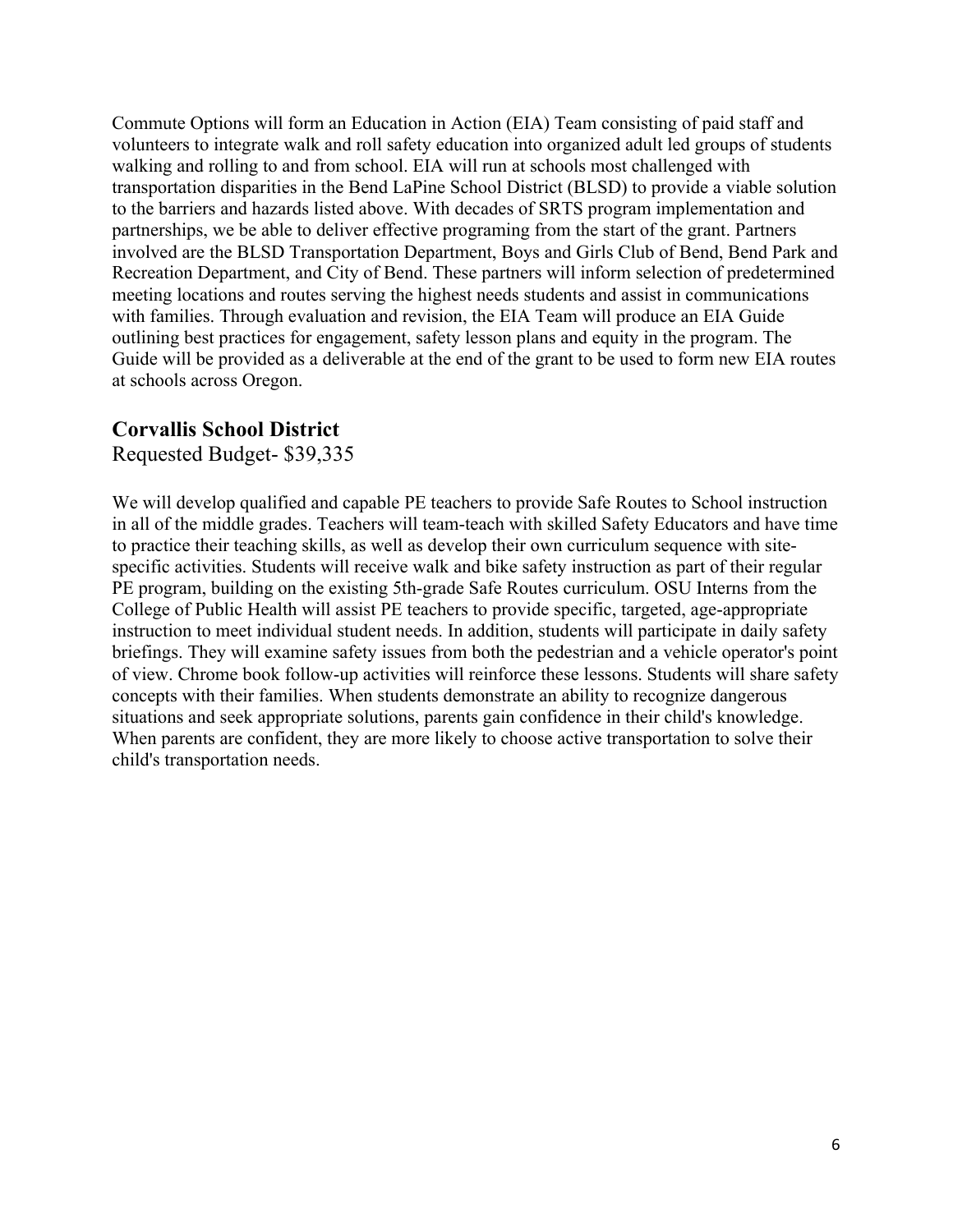Commute Options will form an Education in Action (EIA) Team consisting of paid staff and volunteers to integrate walk and roll safety education into organized adult led groups of students walking and rolling to and from school. EIA will run at schools most challenged with transportation disparities in the Bend LaPine School District (BLSD) to provide a viable solution to the barriers and hazards listed above. With decades of SRTS program implementation and partnerships, we be able to deliver effective programing from the start of the grant. Partners involved are the BLSD Transportation Department, Boys and Girls Club of Bend, Bend Park and Recreation Department, and City of Bend. These partners will inform selection of predetermined meeting locations and routes serving the highest needs students and assist in communications with families. Through evaluation and revision, the EIA Team will produce an EIA Guide outlining best practices for engagement, safety lesson plans and equity in the program. The Guide will be provided as a deliverable at the end of the grant to be used to form new EIA routes at schools across Oregon.

## Corvallis School District

Requested Budget- $39,335

We will develop qualified and capable PE teachers to provide Safe Routes to School instruction in all of the middle grades. Teachers will team-teach with skilled Safety Educators and have time to practice their teaching skills, as well as develop their own curriculum sequence with site-specific activities. Students will receive walk and bike safety instruction as part of their regular PE program, building on the existing 5th-grade Safe Routes curriculum. OSU Interns from the College of Public Health will assist PE teachers to provide specific, targeted, age-appropriate instruction to meet individual student needs. In addition, students will participate in daily safety briefings. They will examine safety issues from both the pedestrian and a vehicle operator's point of view. Chrome book follow-up activities will reinforce these lessons. Students will share safety concepts with their families. When students demonstrate an ability to recognize dangerous situations and seek appropriate solutions, parents gain confidence in their child's knowledge. When parents are confident, they are more likely to choose active transportation to solve their child's transportation needs.